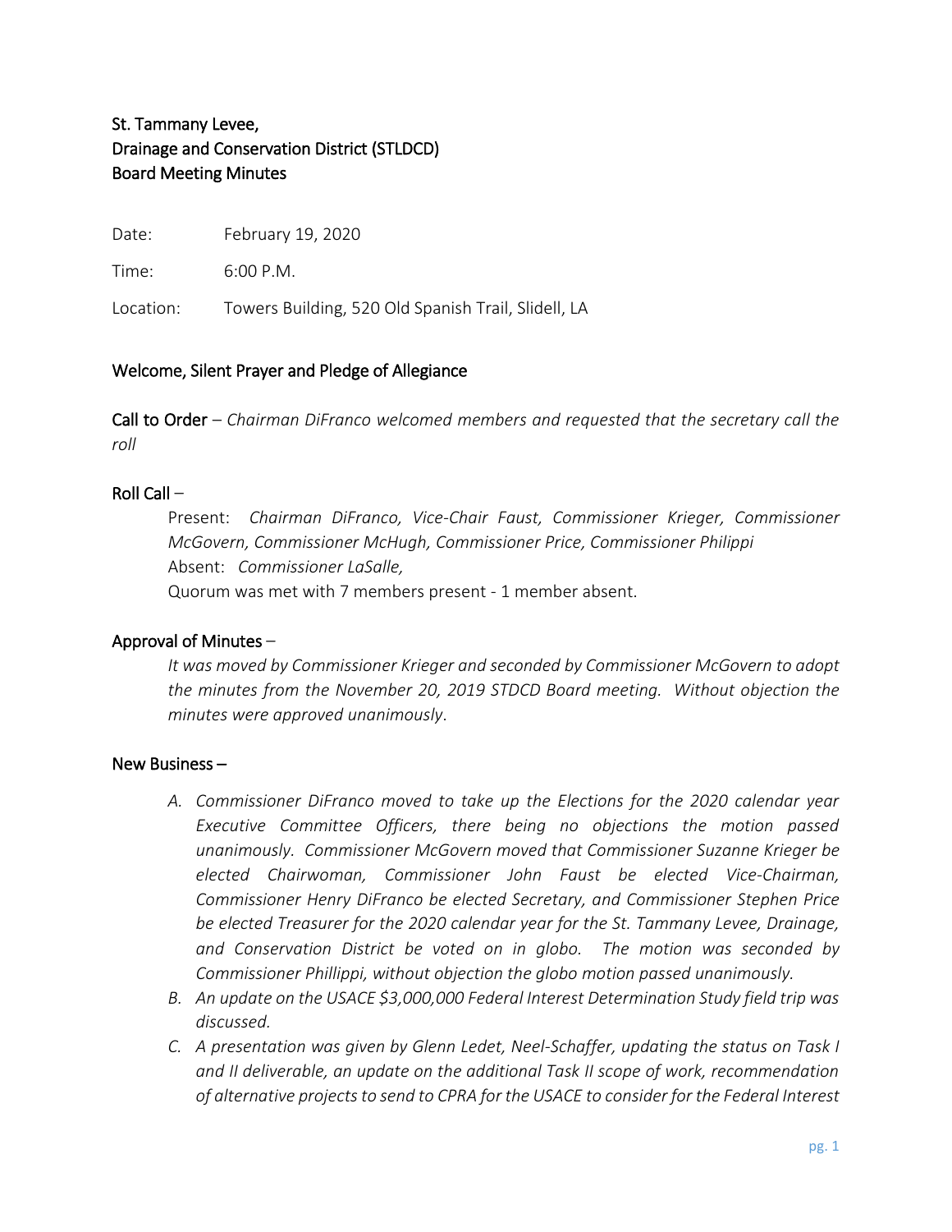St. Tammany Levee,
Drainage and Conservation District (STLDCD)
Board Meeting Minutes

Date: February 19, 2020

Time: 6:00 P.M.

Location: Towers Building, 520 Old Spanish Trail, Slidell, LA

## Welcome, Silent Prayer and Pledge of Allegiance

**Call to Order** – *Chairman DiFranco welcomed members and requested that the secretary call the roll*

**Roll Call** –

> Present: *Chairman DiFranco, Vice-Chair Faust, Commissioner Krieger, Commissioner McGovern, Commissioner McHugh, Commissioner Price, Commissioner Philippi*
> Absent: *Commissioner LaSalle,*
> Quorum was met with 7 members present - 1 member absent.

**Approval of Minutes** –

> *It was moved by Commissioner Krieger and seconded by Commissioner McGovern to adopt the minutes from the November 20, 2019 STDCD Board meeting. Without objection the minutes were approved unanimously*.

**New Business –**

A. *Commissioner DiFranco moved to take up the Elections for the 2020 calendar year Executive Committee Officers, there being no objections the motion passed unanimously. Commissioner McGovern moved that Commissioner Suzanne Krieger be elected Chairwoman, Commissioner John Faust be elected Vice-Chairman, Commissioner Henry DiFranco be elected Secretary, and Commissioner Stephen Price be elected Treasurer for the 2020 calendar year for the St. Tammany Levee, Drainage, and Conservation District be voted on in globo. The motion was seconded by Commissioner Phillippi, without objection the globo motion passed unanimously.*
B. *An update on the USACE $3,000,000 Federal Interest Determination Study field trip was discussed.*
C. *A presentation was given by Glenn Ledet, Neel-Schaffer, updating the status on Task I and II deliverable, an update on the additional Task II scope of work, recommendation of alternative projects to send to CPRA for the USACE to consider for the Federal Interest*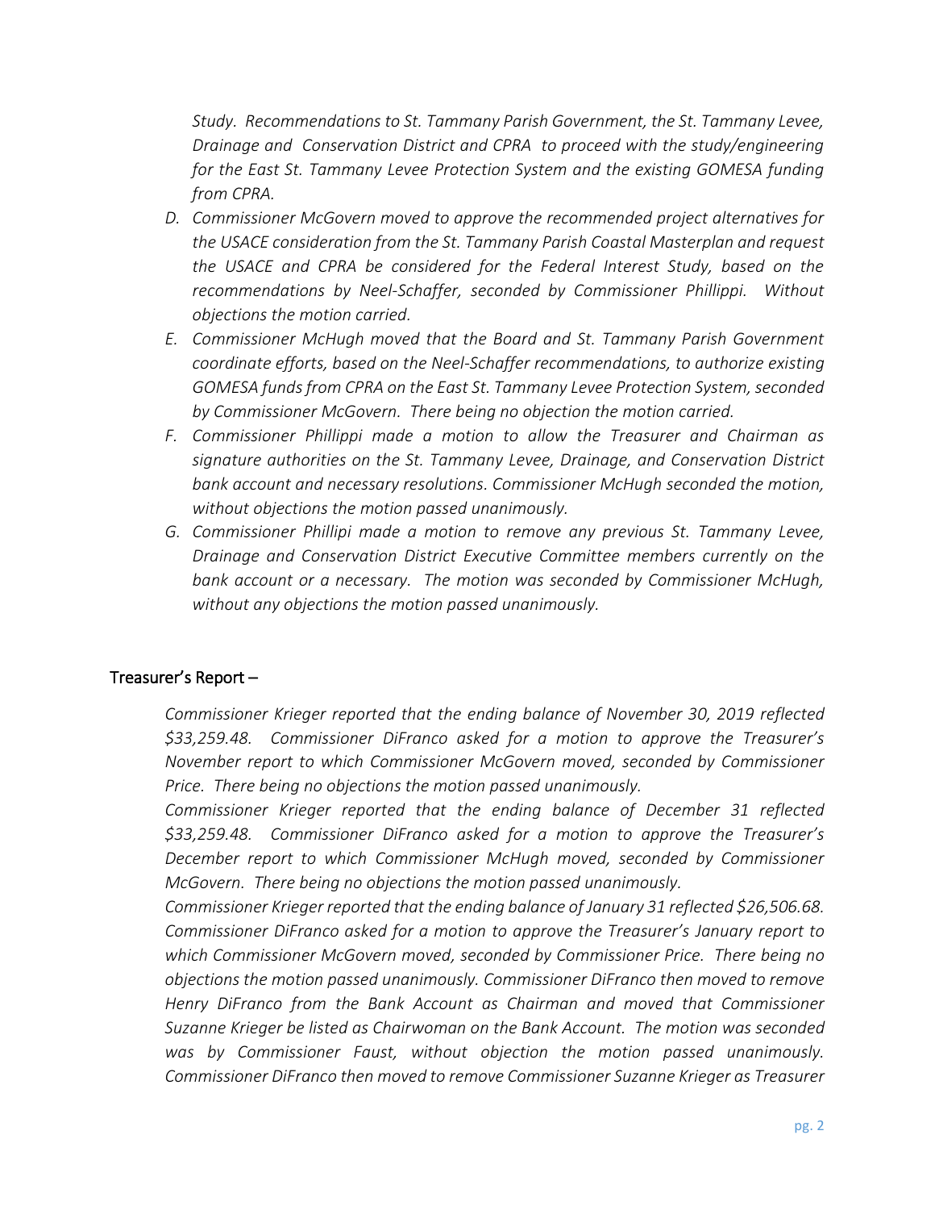*Study. Recommendations to St. Tammany Parish Government, the St. Tammany Levee, Drainage and Conservation District and CPRA to proceed with the study/engineering for the East St. Tammany Levee Protection System and the existing GOMESA funding from CPRA.*

D. *Commissioner McGovern moved to approve the recommended project alternatives for the USACE consideration from the St. Tammany Parish Coastal Masterplan and request the USACE and CPRA be considered for the Federal Interest Study, based on the recommendations by Neel-Schaffer, seconded by Commissioner Phillippi. Without objections the motion carried.*
E. *Commissioner McHugh moved that the Board and St. Tammany Parish Government coordinate efforts, based on the Neel-Schaffer recommendations, to authorize existing GOMESA funds from CPRA on the East St. Tammany Levee Protection System, seconded by Commissioner McGovern. There being no objection the motion carried.*
F. *Commissioner Phillippi made a motion to allow the Treasurer and Chairman as signature authorities on the St. Tammany Levee, Drainage, and Conservation District bank account and necessary resolutions. Commissioner McHugh seconded the motion, without objections the motion passed unanimously.*
G. *Commissioner Phillipi made a motion to remove any previous St. Tammany Levee, Drainage and Conservation District Executive Committee members currently on the bank account or a necessary. The motion was seconded by Commissioner McHugh, without any objections the motion passed unanimously.*

## Treasurer's Report –

*Commissioner Krieger reported that the ending balance of November 30, 2019 reflected $33,259.48. Commissioner DiFranco asked for a motion to approve the Treasurer's November report to which Commissioner McGovern moved, seconded by Commissioner Price. There being no objections the motion passed unanimously.*
*Commissioner Krieger reported that the ending balance of December 31 reflected $33,259.48. Commissioner DiFranco asked for a motion to approve the Treasurer's December report to which Commissioner McHugh moved, seconded by Commissioner McGovern. There being no objections the motion passed unanimously.*
*Commissioner Krieger reported that the ending balance of January 31 reflected $26,506.68. Commissioner DiFranco asked for a motion to approve the Treasurer's January report to which Commissioner McGovern moved, seconded by Commissioner Price. There being no objections the motion passed unanimously. Commissioner DiFranco then moved to remove Henry DiFranco from the Bank Account as Chairman and moved that Commissioner Suzanne Krieger be listed as Chairwoman on the Bank Account. The motion was seconded was by Commissioner Faust, without objection the motion passed unanimously. Commissioner DiFranco then moved to remove Commissioner Suzanne Krieger as Treasurer*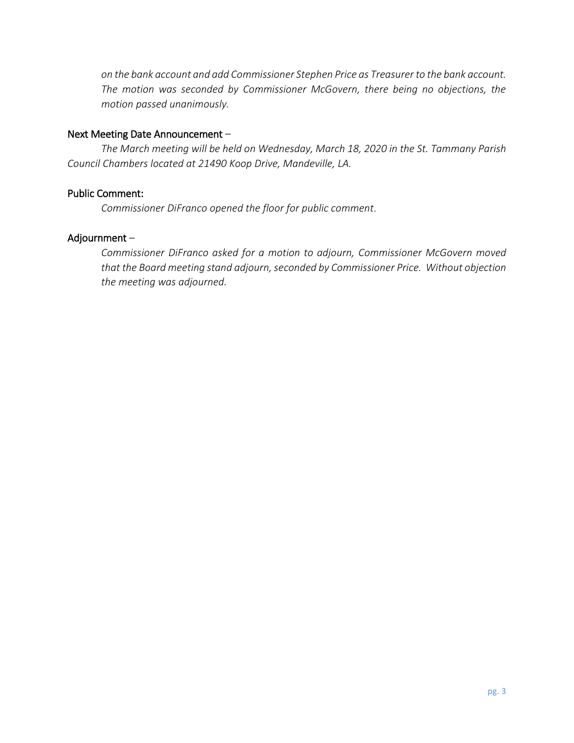*on the bank account and add Commissioner Stephen Price as Treasurer to the bank account. The motion was seconded by Commissioner McGovern, there being no objections, the motion passed unanimously.*

## Next Meeting Date Announcement –

*The March meeting will be held on Wednesday, March 18, 2020 in the St. Tammany Parish Council Chambers located at 21490 Koop Drive, Mandeville, LA.*

## Public Comment:

*Commissioner DiFranco opened the floor for public comment.*

## Adjournment –

*Commissioner DiFranco asked for a motion to adjourn, Commissioner McGovern moved that the Board meeting stand adjourn, seconded by Commissioner Price. Without objection the meeting was adjourned.*